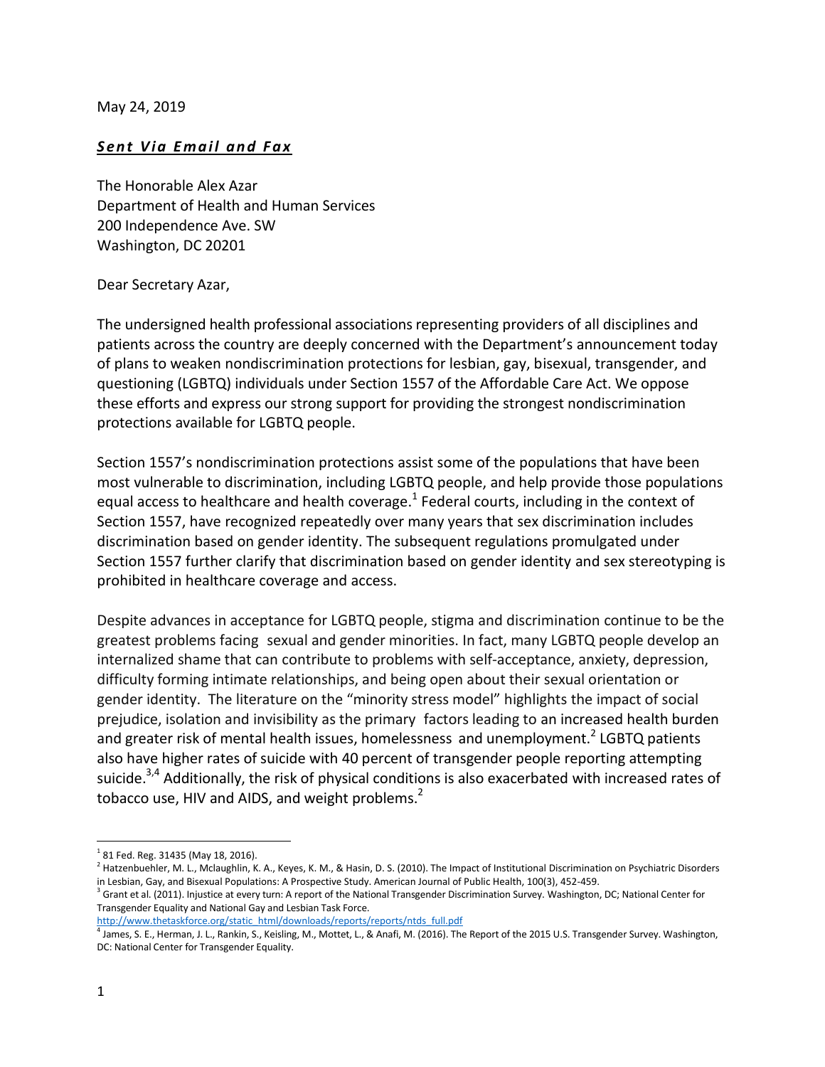May 24, 2019

***Sent Via Email and Fax***

The Honorable Alex Azar
Department of Health and Human Services
200 Independence Ave. SW
Washington, DC 20201

Dear Secretary Azar,

The undersigned health professional associations representing providers of all disciplines and patients across the country are deeply concerned with the Department's announcement today of plans to weaken nondiscrimination protections for lesbian, gay, bisexual, transgender, and questioning (LGBTQ) individuals under Section 1557 of the Affordable Care Act. We oppose these efforts and express our strong support for providing the strongest nondiscrimination protections available for LGBTQ people.

Section 1557's nondiscrimination protections assist some of the populations that have been most vulnerable to discrimination, including LGBTQ people, and help provide those populations equal access to healthcare and health coverage.[1] Federal courts, including in the context of Section 1557, have recognized repeatedly over many years that sex discrimination includes discrimination based on gender identity. The subsequent regulations promulgated under Section 1557 further clarify that discrimination based on gender identity and sex stereotyping is prohibited in healthcare coverage and access.

Despite advances in acceptance for LGBTQ people, stigma and discrimination continue to be the greatest problems facing sexual and gender minorities. In fact, many LGBTQ people develop an internalized shame that can contribute to problems with self-acceptance, anxiety, depression, difficulty forming intimate relationships, and being open about their sexual orientation or gender identity. The literature on the "minority stress model" highlights the impact of social prejudice, isolation and invisibility as the primary factors leading to an increased health burden and greater risk of mental health issues, homelessness and unemployment.[2] LGBTQ patients also have higher rates of suicide with 40 percent of transgender people reporting attempting suicide.[3,4] Additionally, the risk of physical conditions is also exacerbated with increased rates of tobacco use, HIV and AIDS, and weight problems.[2]

---

[1] 81 Fed. Reg. 31435 (May 18, 2016).

[2] Hatzenbuehler, M. L., Mclaughlin, K. A., Keyes, K. M., & Hasin, D. S. (2010). The Impact of Institutional Discrimination on Psychiatric Disorders in Lesbian, Gay, and Bisexual Populations: A Prospective Study. American Journal of Public Health, 100(3), 452-459.

[3] Grant et al. (2011). Injustice at every turn: A report of the National Transgender Discrimination Survey. Washington, DC; National Center for Transgender Equality and National Gay and Lesbian Task Force. http://www.thetaskforce.org/static_html/downloads/reports/reports/ntds_full.pdf

[4] James, S. E., Herman, J. L., Rankin, S., Keisling, M., Mottet, L., & Anafi, M. (2016). The Report of the 2015 U.S. Transgender Survey. Washington, DC: National Center for Transgender Equality.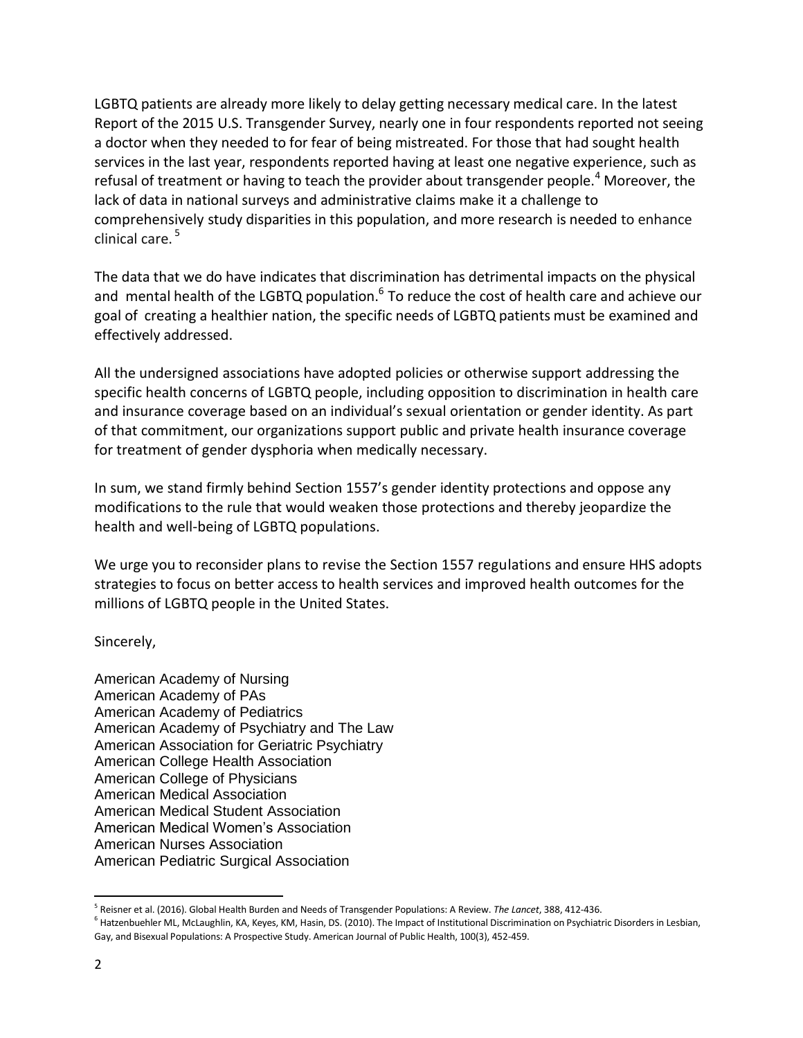LGBTQ patients are already more likely to delay getting necessary medical care. In the latest Report of the 2015 U.S. Transgender Survey, nearly one in four respondents reported not seeing a doctor when they needed to for fear of being mistreated. For those that had sought health services in the last year, respondents reported having at least one negative experience, such as refusal of treatment or having to teach the provider about transgender people.[4] Moreover, the lack of data in national surveys and administrative claims make it a challenge to comprehensively study disparities in this population, and more research is needed to enhance clinical care.[5]

The data that we do have indicates that discrimination has detrimental impacts on the physical and mental health of the LGBTQ population.[6] To reduce the cost of health care and achieve our goal of creating a healthier nation, the specific needs of LGBTQ patients must be examined and effectively addressed.

All the undersigned associations have adopted policies or otherwise support addressing the specific health concerns of LGBTQ people, including opposition to discrimination in health care and insurance coverage based on an individual's sexual orientation or gender identity. As part of that commitment, our organizations support public and private health insurance coverage for treatment of gender dysphoria when medically necessary.

In sum, we stand firmly behind Section 1557's gender identity protections and oppose any modifications to the rule that would weaken those protections and thereby jeopardize the health and well-being of LGBTQ populations.

We urge you to reconsider plans to revise the Section 1557 regulations and ensure HHS adopts strategies to focus on better access to health services and improved health outcomes for the millions of LGBTQ people in the United States.

Sincerely,

American Academy of Nursing
American Academy of PAs
American Academy of Pediatrics
American Academy of Psychiatry and The Law
American Association for Geriatric Psychiatry
American College Health Association
American College of Physicians
American Medical Association
American Medical Student Association
American Medical Women's Association
American Nurses Association
American Pediatric Surgical Association

---

[5] Reisner et al. (2016). Global Health Burden and Needs of Transgender Populations: A Review. *The Lancet*, 388, 412-436.

[6] Hatzenbuehler ML, McLaughlin, KA, Keyes, KM, Hasin, DS. (2010). The Impact of Institutional Discrimination on Psychiatric Disorders in Lesbian, Gay, and Bisexual Populations: A Prospective Study. American Journal of Public Health, 100(3), 452-459.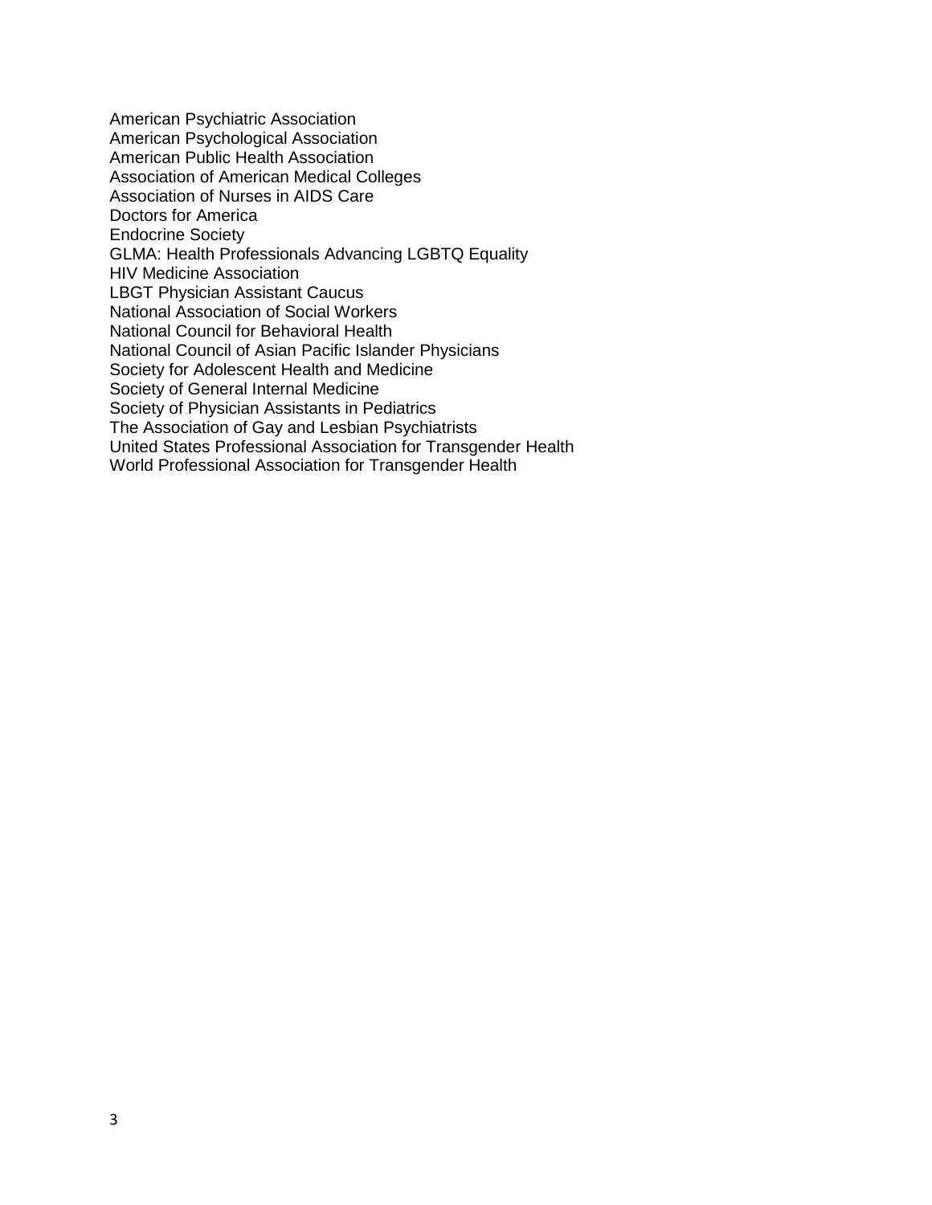American Psychiatric Association
American Psychological Association
American Public Health Association
Association of American Medical Colleges
Association of Nurses in AIDS Care
Doctors for America
Endocrine Society
GLMA: Health Professionals Advancing LGBTQ Equality
HIV Medicine Association
LBGT Physician Assistant Caucus
National Association of Social Workers
National Council for Behavioral Health
National Council of Asian Pacific Islander Physicians
Society for Adolescent Health and Medicine
Society of General Internal Medicine
Society of Physician Assistants in Pediatrics
The Association of Gay and Lesbian Psychiatrists
United States Professional Association for Transgender Health
World Professional Association for Transgender Health